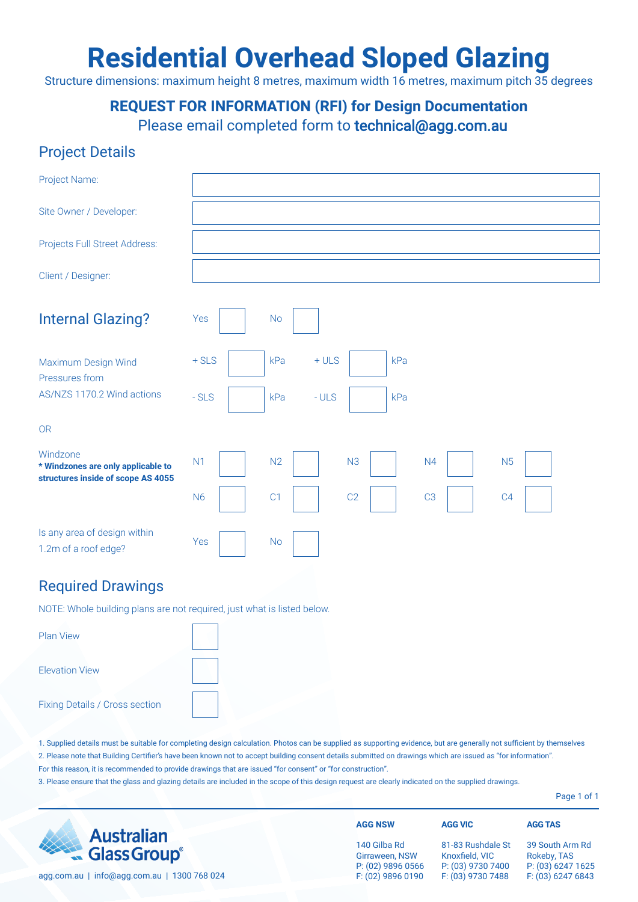# Residential Overhead Sloped Glazing

Structure dimensions: maximum height 8 metres, maximum width 16 metres, maximum pitch 35 degrees

## REQUEST FOR INFORMATION (RFI) for Design Documentation

Please email completed form to technical@agg.com.au

## Project Details

| | |
|---|---|
| Project Name: | |
| Site Owner / Developer: | |
| Projects Full Street Address: | |
| Client / Designer: | |

## Internal Glazing?

Yes ☐ No ☐

Maximum Design Wind Pressures from AS/NZS 1170.2 Wind actions

| | | | | | |
|---|---|---|---|---|---|
| + SLS | | kPa | + ULS | | kPa |
| - SLS | | kPa | - ULS | | kPa |

OR

Windzone
**\* Windzones are only applicable to structures inside of scope AS 4055**

| | | | | |
|---|---|---|---|---|
| N1 ☐ | N2 ☐ | N3 ☐ | N4 ☐ | N5 ☐ |
| N6 ☐ | C1 ☐ | C2 ☐ | C3 ☐ | C4 ☐ |

Is any area of design within 1.2m of a roof edge?

Yes ☐ No ☐

## Required Drawings

NOTE: Whole building plans are not required, just what is listed below.

- Plan View ☐
- Elevation View ☐
- Fixing Details / Cross section ☐

1. Supplied details must be suitable for completing design calculation. Photos can be supplied as supporting evidence, but are generally not sufficient by themselves
2. Please note that Building Certifier's have been known not to accept building consent details submitted on drawings which are issued as "for information". For this reason, it is recommended to provide drawings that are issued "for consent" or "for construction".
3. Please ensure that the glass and glazing details are included in the scope of this design request are clearly indicated on the supplied drawings.

Australian Glass Group®

agg.com.au | info@agg.com.au | 1300 768 024

| AGG NSW | AGG VIC | AGG TAS |
|---|---|---|
| 140 Gilba Rd | 81-83 Rushdale St | 39 South Arm Rd |
| Girraween, NSW | Knoxfield, VIC | Rokeby, TAS |
| P: (02) 9896 0566 | P: (03) 9730 7400 | P: (03) 6247 1625 |
| F: (02) 9896 0190 | F: (03) 9730 7488 | F: (03) 6247 6843 |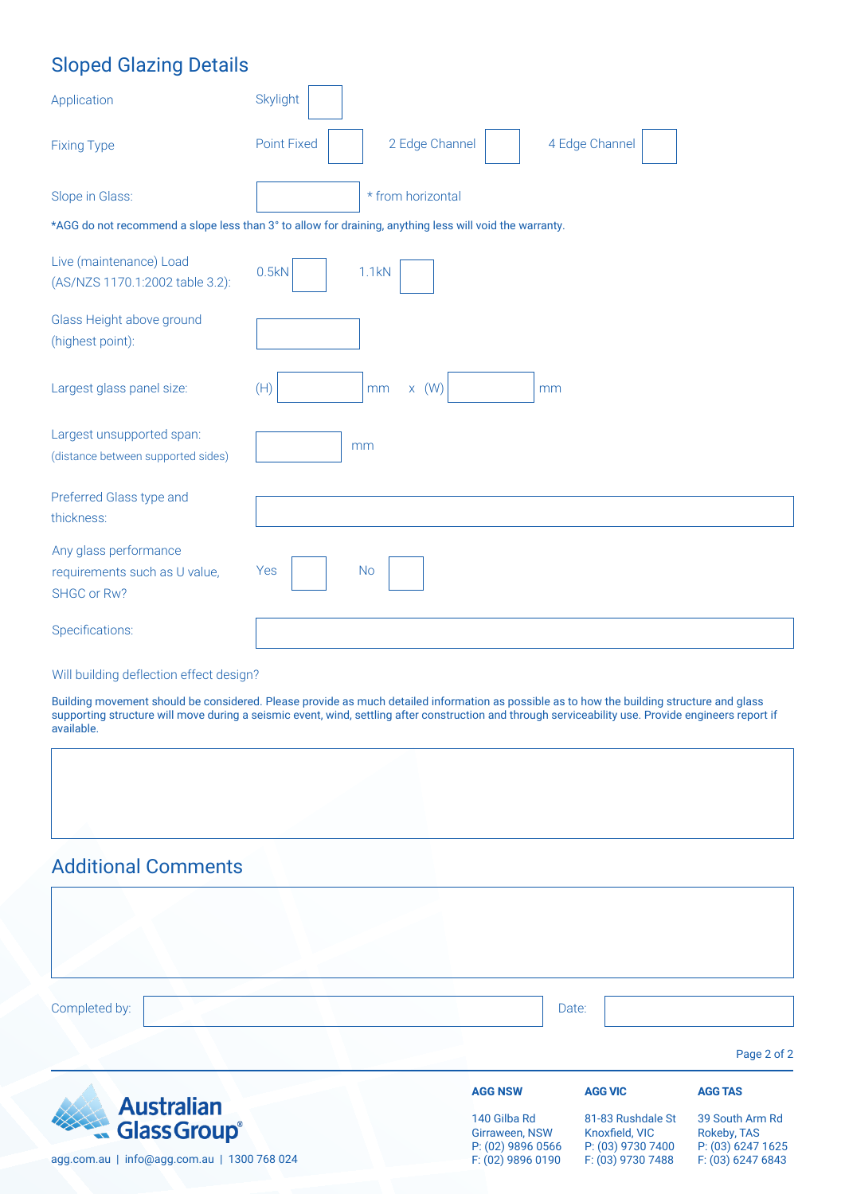## Sloped Glazing Details

Application — Skylight ☐

Fixing Type — Point Fixed ☐  2 Edge Channel ☐  4 Edge Channel ☐

Slope in Glass: ________ * from horizontal

*AGG do not recommend a slope less than 3° to allow for draining, anything less will void the warranty.

Live (maintenance) Load (AS/NZS 1170.1:2002 table 3.2): 0.5kN ☐  1.1kN ☐

Glass Height above ground (highest point): ________

Largest glass panel size: (H) ________ mm x (W) ________ mm

Largest unsupported span: (distance between supported sides) ________ mm

Preferred Glass type and thickness: ________

Any glass performance requirements such as U value, SHGC or Rw? Yes ☐  No ☐

Specifications: ________

Will building deflection effect design?

Building movement should be considered. Please provide as much detailed information as possible as to how the building structure and glass supporting structure will move during a seismic event, wind, settling after construction and through serviceability use. Provide engineers report if available.

________

## Additional Comments

________

Completed by: ________ Date: ________

Australian Glass Group®

agg.com.au | info@agg.com.au | 1300 768 024

**AGG NSW**
140 Gilba Rd
Girraween, NSW
P: (02) 9896 0566
F: (02) 9896 0190

**AGG VIC**
81-83 Rushdale St
Knoxfield, VIC
P: (03) 9730 7400
F: (03) 9730 7488

**AGG TAS**
39 South Arm Rd
Rokeby, TAS
P: (03) 6247 1625
F: (03) 6247 6843